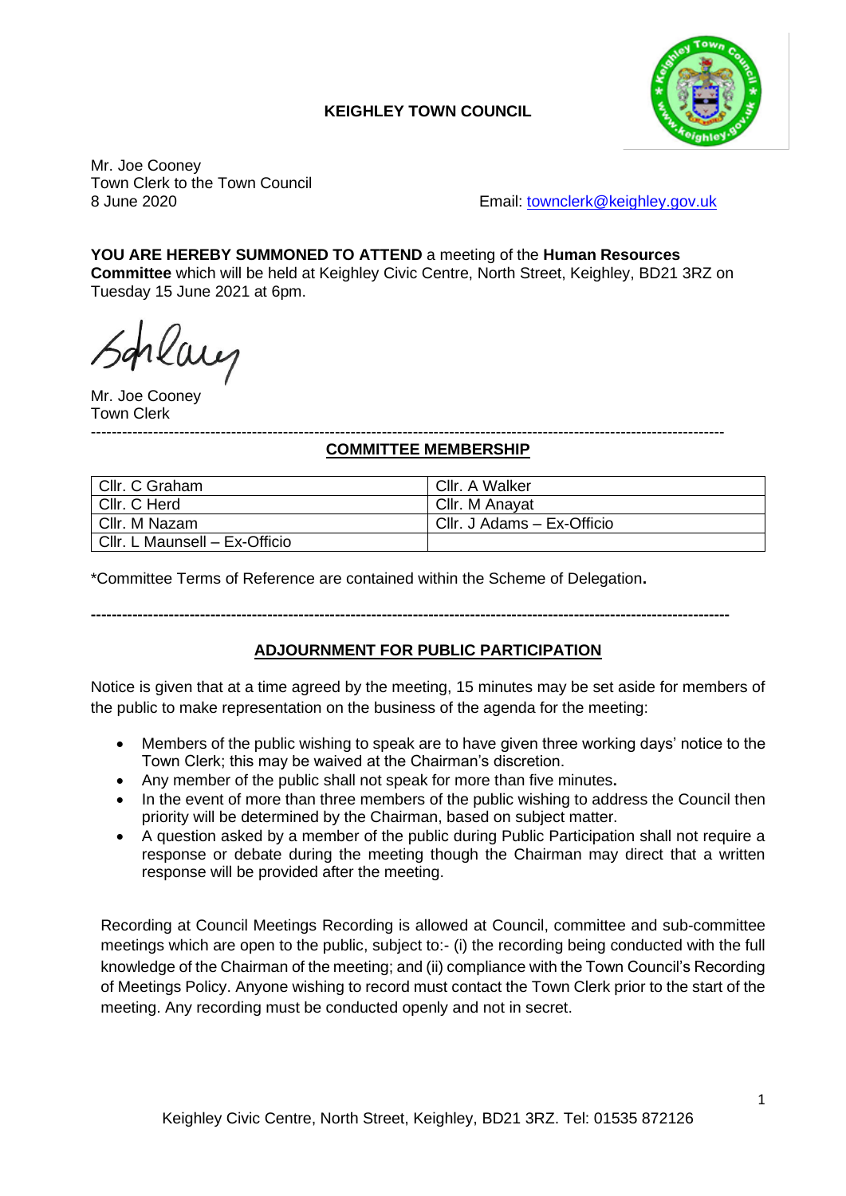**KEIGHLEY TOWN COUNCIL**

Mr. Joe Cooney
Town Clerk to the Town Council
8 June 2020

Email: townclerk@keighley.gov.uk

**YOU ARE HEREBY SUMMONED TO ATTEND** a meeting of the **Human Resources Committee** which will be held at Keighley Civic Centre, North Street, Keighley, BD21 3RZ on Tuesday 15 June 2021 at 6pm.

Mr. Joe Cooney
Town Clerk

---

## COMMITTEE MEMBERSHIP

| | |
|---|---|
| Cllr. C Graham | Cllr. A Walker |
| Cllr. C Herd | Cllr. M Anayat |
| Cllr. M Nazam | Cllr. J Adams – Ex-Officio |
| Cllr. L Maunsell – Ex-Officio | |

*Committee Terms of Reference are contained within the Scheme of Delegation**.**

---

## ADJOURNMENT FOR PUBLIC PARTICIPATION

Notice is given that at a time agreed by the meeting, 15 minutes may be set aside for members of the public to make representation on the business of the agenda for the meeting:

- Members of the public wishing to speak are to have given three working days' notice to the Town Clerk; this may be waived at the Chairman's discretion.
- Any member of the public shall not speak for more than five minutes**.**
- In the event of more than three members of the public wishing to address the Council then priority will be determined by the Chairman, based on subject matter.
- A question asked by a member of the public during Public Participation shall not require a response or debate during the meeting though the Chairman may direct that a written response will be provided after the meeting.

Recording at Council Meetings Recording is allowed at Council, committee and sub-committee meetings which are open to the public, subject to:- (i) the recording being conducted with the full knowledge of the Chairman of the meeting; and (ii) compliance with the Town Council's Recording of Meetings Policy. Anyone wishing to record must contact the Town Clerk prior to the start of the meeting. Any recording must be conducted openly and not in secret.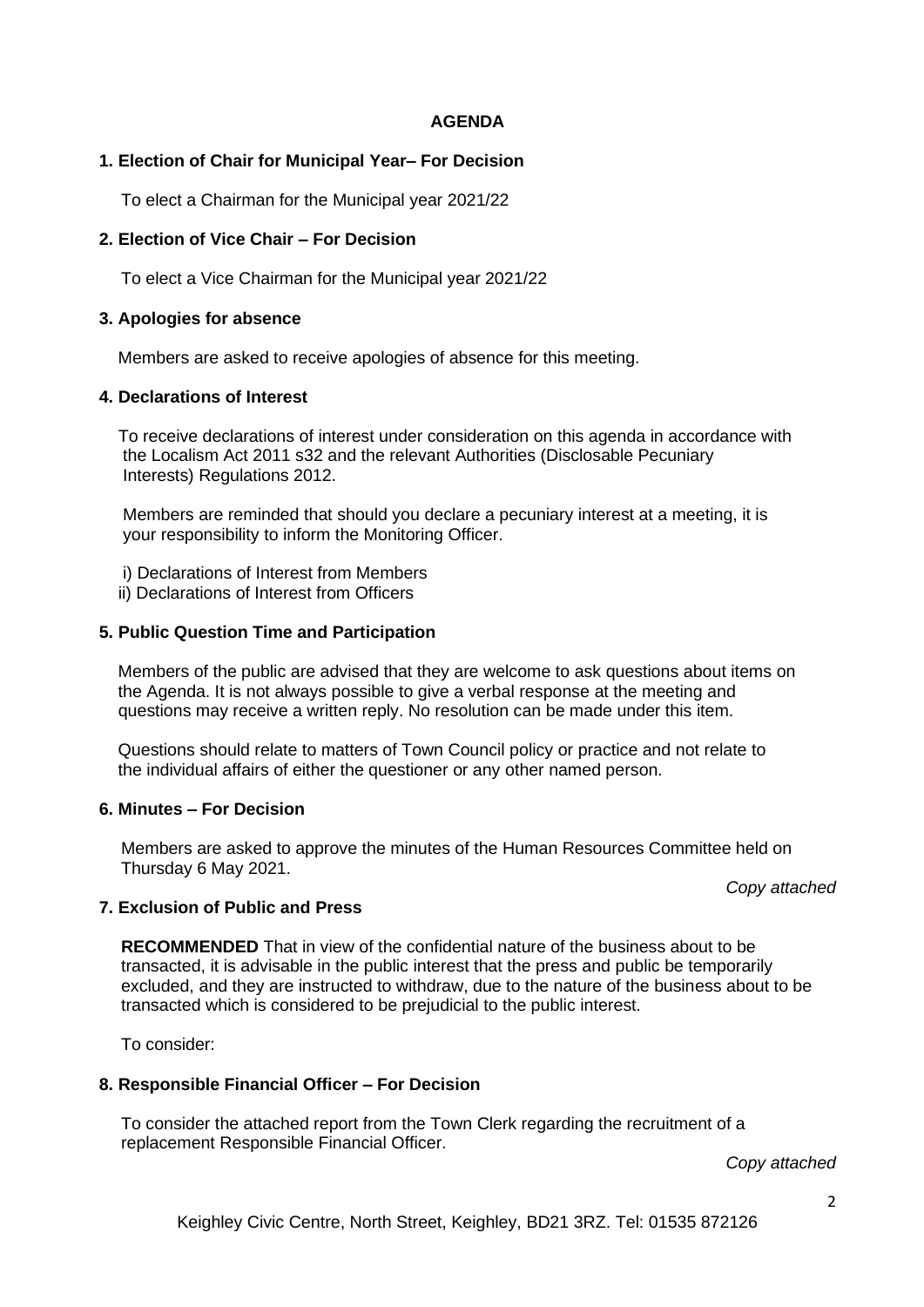## AGENDA

### 1. Election of Chair for Municipal Year– For Decision

To elect a Chairman for the Municipal year 2021/22

### 2. Election of Vice Chair – For Decision

To elect a Vice Chairman for the Municipal year 2021/22

### 3. Apologies for absence

Members are asked to receive apologies of absence for this meeting.

### 4. Declarations of Interest

To receive declarations of interest under consideration on this agenda in accordance with the Localism Act 2011 s32 and the relevant Authorities (Disclosable Pecuniary Interests) Regulations 2012.

Members are reminded that should you declare a pecuniary interest at a meeting, it is your responsibility to inform the Monitoring Officer.

i) Declarations of Interest from Members
ii) Declarations of Interest from Officers

### 5. Public Question Time and Participation

Members of the public are advised that they are welcome to ask questions about items on the Agenda. It is not always possible to give a verbal response at the meeting and questions may receive a written reply. No resolution can be made under this item.

Questions should relate to matters of Town Council policy or practice and not relate to the individual affairs of either the questioner or any other named person.

### 6. Minutes – For Decision

Members are asked to approve the minutes of the Human Resources Committee held on Thursday 6 May 2021.

*Copy attached*

### 7. Exclusion of Public and Press

**RECOMMENDED** That in view of the confidential nature of the business about to be transacted, it is advisable in the public interest that the press and public be temporarily excluded, and they are instructed to withdraw, due to the nature of the business about to be transacted which is considered to be prejudicial to the public interest.

To consider:

### 8. Responsible Financial Officer – For Decision

To consider the attached report from the Town Clerk regarding the recruitment of a replacement Responsible Financial Officer.

*Copy attached*

Keighley Civic Centre, North Street, Keighley, BD21 3RZ. Tel: 01535 872126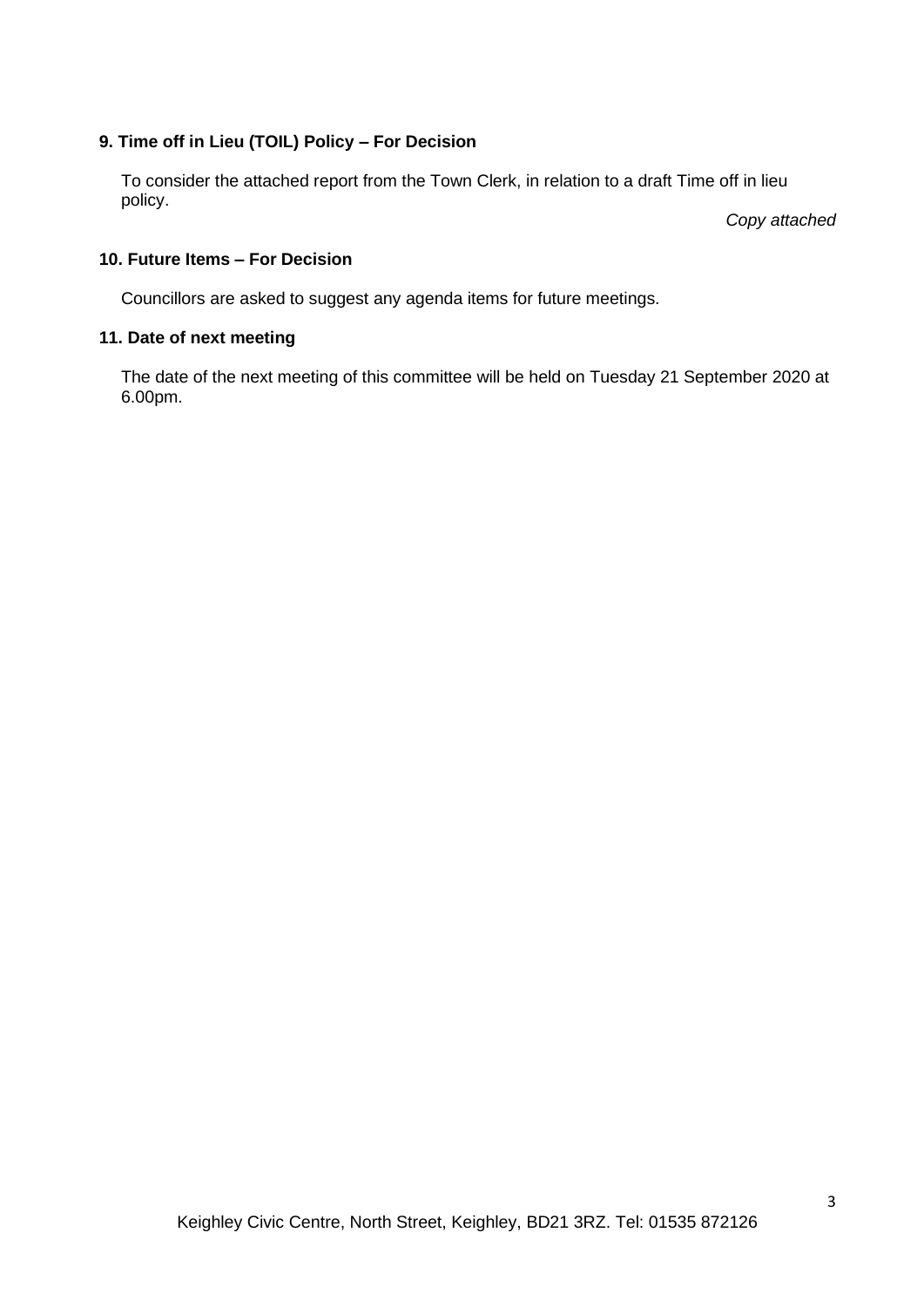**9. Time off in Lieu (TOIL) Policy – For Decision**

To consider the attached report from the Town Clerk, in relation to a draft Time off in lieu policy.

*Copy attached*

**10. Future Items – For Decision**

Councillors are asked to suggest any agenda items for future meetings.

**11. Date of next meeting**

The date of the next meeting of this committee will be held on Tuesday 21 September 2020 at 6.00pm.

Keighley Civic Centre, North Street, Keighley, BD21 3RZ. Tel: 01535 872126